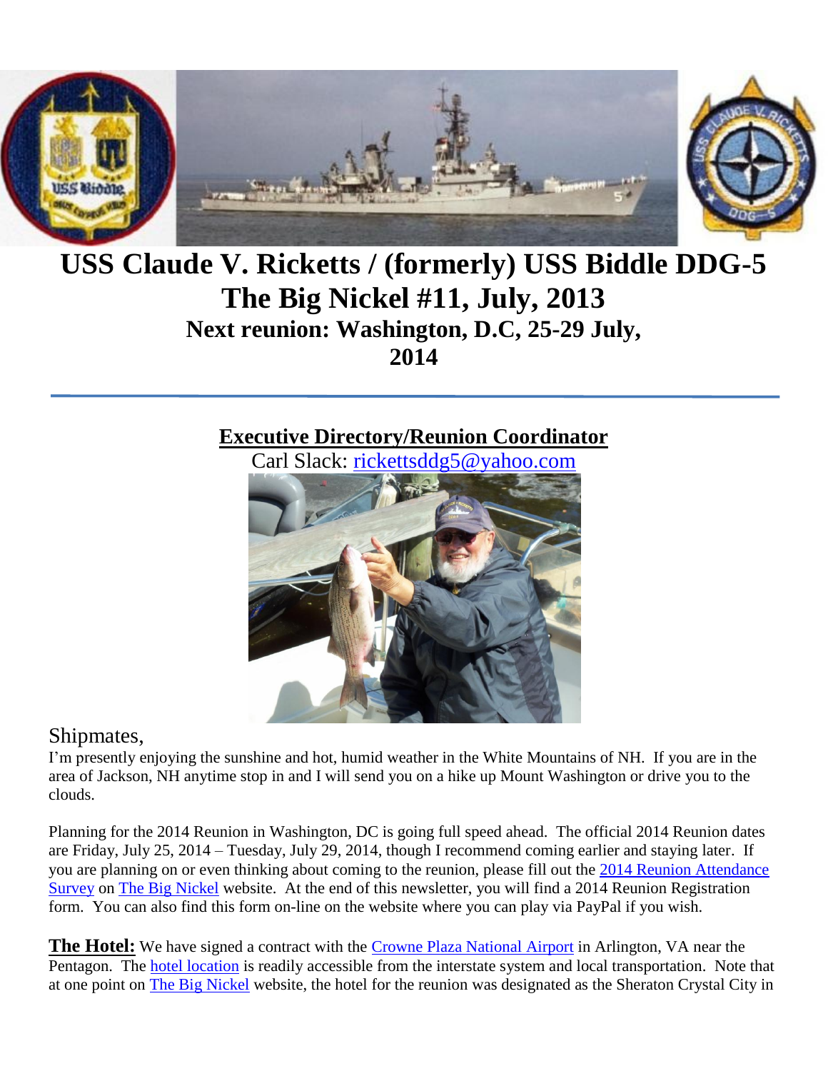# USS Claude V. Ricketts / (formerly) USS Biddle DDG-5
# The Big Nickel #11, July, 2013
## Next reunion: Washington, D.C, 25-29 July, 2014

---

**Executive Directory/Reunion Coordinator**

Carl Slack: rickettsddg5@yahoo.com

Shipmates,

I'm presently enjoying the sunshine and hot, humid weather in the White Mountains of NH. If you are in the area of Jackson, NH anytime stop in and I will send you on a hike up Mount Washington or drive you to the clouds.

Planning for the 2014 Reunion in Washington, DC is going full speed ahead. The official 2014 Reunion dates are Friday, July 25, 2014 – Tuesday, July 29, 2014, though I recommend coming earlier and staying later. If you are planning on or even thinking about coming to the reunion, please fill out the 2014 Reunion Attendance Survey on The Big Nickel website. At the end of this newsletter, you will find a 2014 Reunion Registration form. You can also find this form on-line on the website where you can play via PayPal if you wish.

**The Hotel:** We have signed a contract with the Crowne Plaza National Airport in Arlington, VA near the Pentagon. The hotel location is readily accessible from the interstate system and local transportation. Note that at one point on The Big Nickel website, the hotel for the reunion was designated as the Sheraton Crystal City in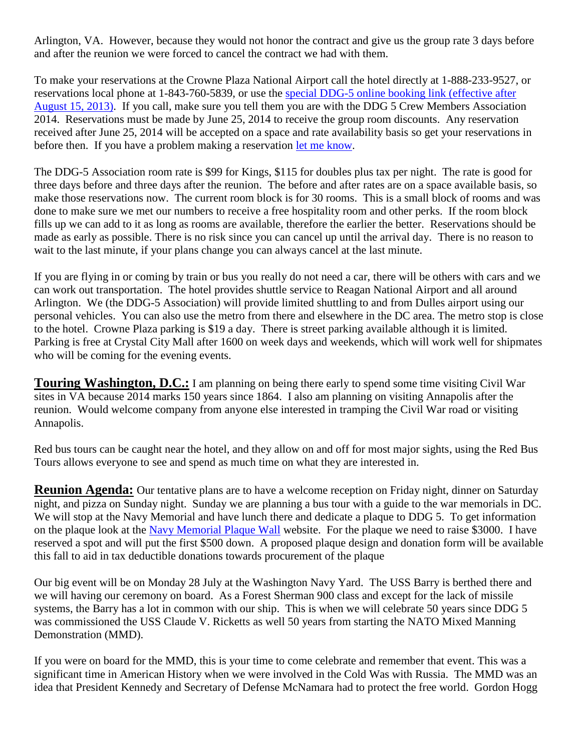Arlington, VA. However, because they would not honor the contract and give us the group rate 3 days before and after the reunion we were forced to cancel the contract we had with them.

To make your reservations at the Crowne Plaza National Airport call the hotel directly at 1-888-233-9527, or reservations local phone at 1-843-760-5839, or use the special DDG-5 online booking link (effective after August 15, 2013). If you call, make sure you tell them you are with the DDG 5 Crew Members Association 2014. Reservations must be made by June 25, 2014 to receive the group room discounts. Any reservation received after June 25, 2014 will be accepted on a space and rate availability basis so get your reservations in before then. If you have a problem making a reservation let me know.

The DDG-5 Association room rate is $99 for Kings, $115 for doubles plus tax per night. The rate is good for three days before and three days after the reunion. The before and after rates are on a space available basis, so make those reservations now. The current room block is for 30 rooms. This is a small block of rooms and was done to make sure we met our numbers to receive a free hospitality room and other perks. If the room block fills up we can add to it as long as rooms are available, therefore the earlier the better. Reservations should be made as early as possible. There is no risk since you can cancel up until the arrival day. There is no reason to wait to the last minute, if your plans change you can always cancel at the last minute.

If you are flying in or coming by train or bus you really do not need a car, there will be others with cars and we can work out transportation. The hotel provides shuttle service to Reagan National Airport and all around Arlington. We (the DDG-5 Association) will provide limited shuttling to and from Dulles airport using our personal vehicles. You can also use the metro from there and elsewhere in the DC area. The metro stop is close to the hotel. Crowne Plaza parking is $19 a day. There is street parking available although it is limited. Parking is free at Crystal City Mall after 1600 on week days and weekends, which will work well for shipmates who will be coming for the evening events.

**Touring Washington, D.C.:** I am planning on being there early to spend some time visiting Civil War sites in VA because 2014 marks 150 years since 1864. I also am planning on visiting Annapolis after the reunion. Would welcome company from anyone else interested in tramping the Civil War road or visiting Annapolis.

Red bus tours can be caught near the hotel, and they allow on and off for most major sights, using the Red Bus Tours allows everyone to see and spend as much time on what they are interested in.

**Reunion Agenda:** Our tentative plans are to have a welcome reception on Friday night, dinner on Saturday night, and pizza on Sunday night. Sunday we are planning a bus tour with a guide to the war memorials in DC. We will stop at the Navy Memorial and have lunch there and dedicate a plaque to DDG 5. To get information on the plaque look at the Navy Memorial Plaque Wall website. For the plaque we need to raise $3000. I have reserved a spot and will put the first $500 down. A proposed plaque design and donation form will be available this fall to aid in tax deductible donations towards procurement of the plaque

Our big event will be on Monday 28 July at the Washington Navy Yard. The USS Barry is berthed there and we will having our ceremony on board. As a Forest Sherman 900 class and except for the lack of missile systems, the Barry has a lot in common with our ship. This is when we will celebrate 50 years since DDG 5 was commissioned the USS Claude V. Ricketts as well 50 years from starting the NATO Mixed Manning Demonstration (MMD).

If you were on board for the MMD, this is your time to come celebrate and remember that event. This was a significant time in American History when we were involved in the Cold Was with Russia. The MMD was an idea that President Kennedy and Secretary of Defense McNamara had to protect the free world. Gordon Hogg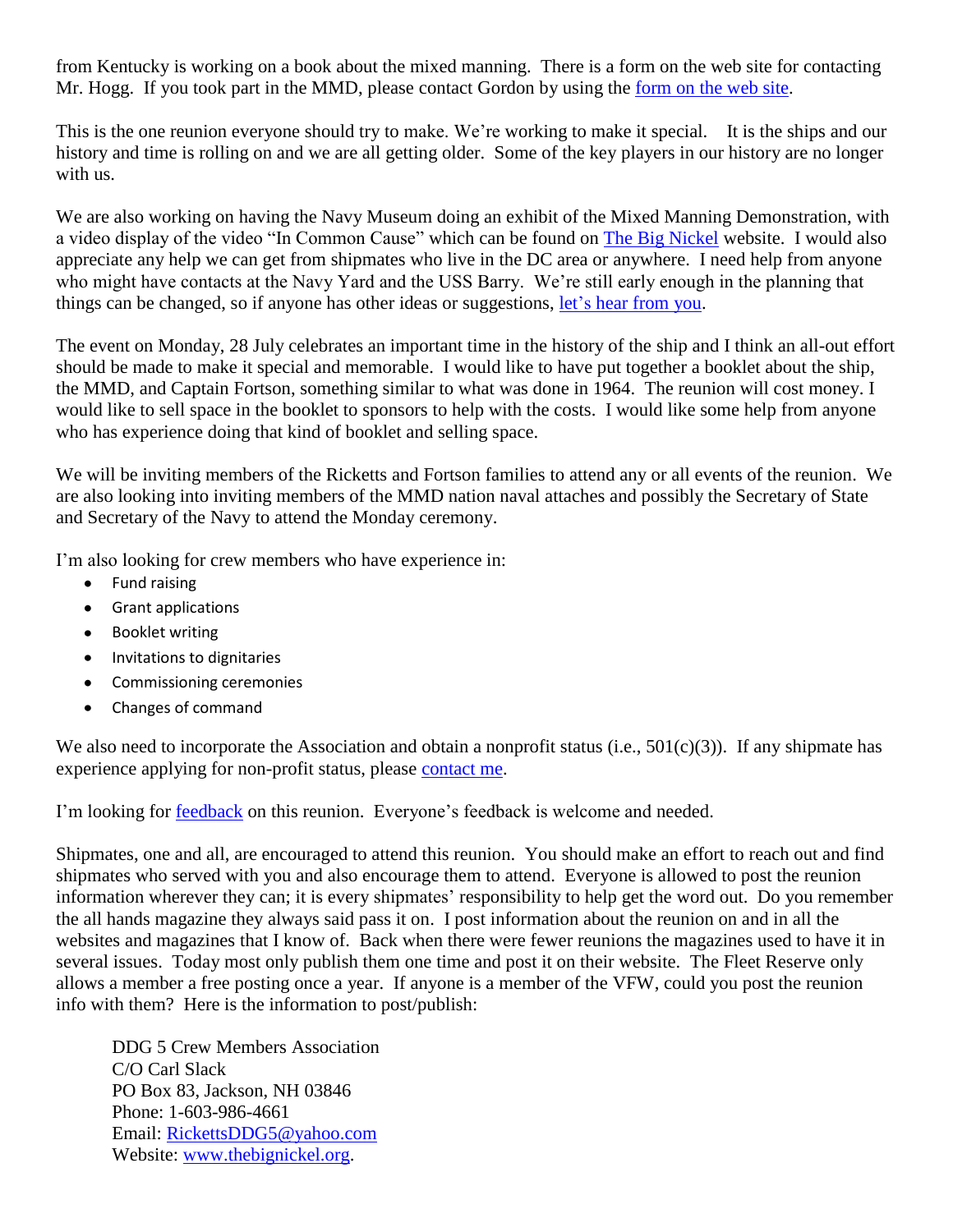from Kentucky is working on a book about the mixed manning. There is a form on the web site for contacting Mr. Hogg. If you took part in the MMD, please contact Gordon by using the form on the web site.

This is the one reunion everyone should try to make. We're working to make it special. It is the ships and our history and time is rolling on and we are all getting older. Some of the key players in our history are no longer with us.

We are also working on having the Navy Museum doing an exhibit of the Mixed Manning Demonstration, with a video display of the video "In Common Cause" which can be found on The Big Nickel website. I would also appreciate any help we can get from shipmates who live in the DC area or anywhere. I need help from anyone who might have contacts at the Navy Yard and the USS Barry. We're still early enough in the planning that things can be changed, so if anyone has other ideas or suggestions, let's hear from you.

The event on Monday, 28 July celebrates an important time in the history of the ship and I think an all-out effort should be made to make it special and memorable. I would like to have put together a booklet about the ship, the MMD, and Captain Fortson, something similar to what was done in 1964. The reunion will cost money. I would like to sell space in the booklet to sponsors to help with the costs. I would like some help from anyone who has experience doing that kind of booklet and selling space.

We will be inviting members of the Ricketts and Fortson families to attend any or all events of the reunion. We are also looking into inviting members of the MMD nation naval attaches and possibly the Secretary of State and Secretary of the Navy to attend the Monday ceremony.

I'm also looking for crew members who have experience in:

- Fund raising
- Grant applications
- Booklet writing
- Invitations to dignitaries
- Commissioning ceremonies
- Changes of command

We also need to incorporate the Association and obtain a nonprofit status (i.e., 501(c)(3)). If any shipmate has experience applying for non-profit status, please contact me.

I'm looking for feedback on this reunion. Everyone's feedback is welcome and needed.

Shipmates, one and all, are encouraged to attend this reunion. You should make an effort to reach out and find shipmates who served with you and also encourage them to attend. Everyone is allowed to post the reunion information wherever they can; it is every shipmates' responsibility to help get the word out. Do you remember the all hands magazine they always said pass it on. I post information about the reunion on and in all the websites and magazines that I know of. Back when there were fewer reunions the magazines used to have it in several issues. Today most only publish them one time and post it on their website. The Fleet Reserve only allows a member a free posting once a year. If anyone is a member of the VFW, could you post the reunion info with them? Here is the information to post/publish:

DDG 5 Crew Members Association
C/O Carl Slack
PO Box 83, Jackson, NH 03846
Phone: 1-603-986-4661
Email: RickettsDDG5@yahoo.com
Website: www.thebignickel.org.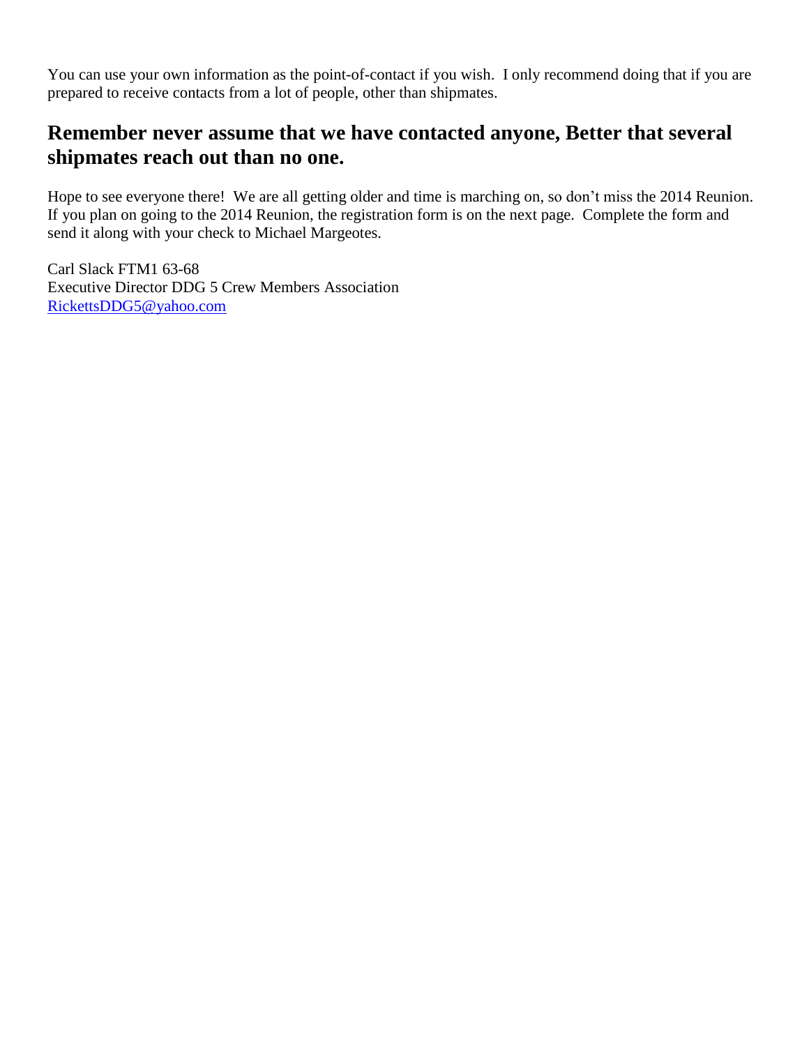You can use your own information as the point-of-contact if you wish. I only recommend doing that if you are prepared to receive contacts from a lot of people, other than shipmates.

## Remember never assume that we have contacted anyone, Better that several shipmates reach out than no one.

Hope to see everyone there! We are all getting older and time is marching on, so don't miss the 2014 Reunion. If you plan on going to the 2014 Reunion, the registration form is on the next page. Complete the form and send it along with your check to Michael Margeotes.

Carl Slack FTM1 63-68
Executive Director DDG 5 Crew Members Association
RickettsDDG5@yahoo.com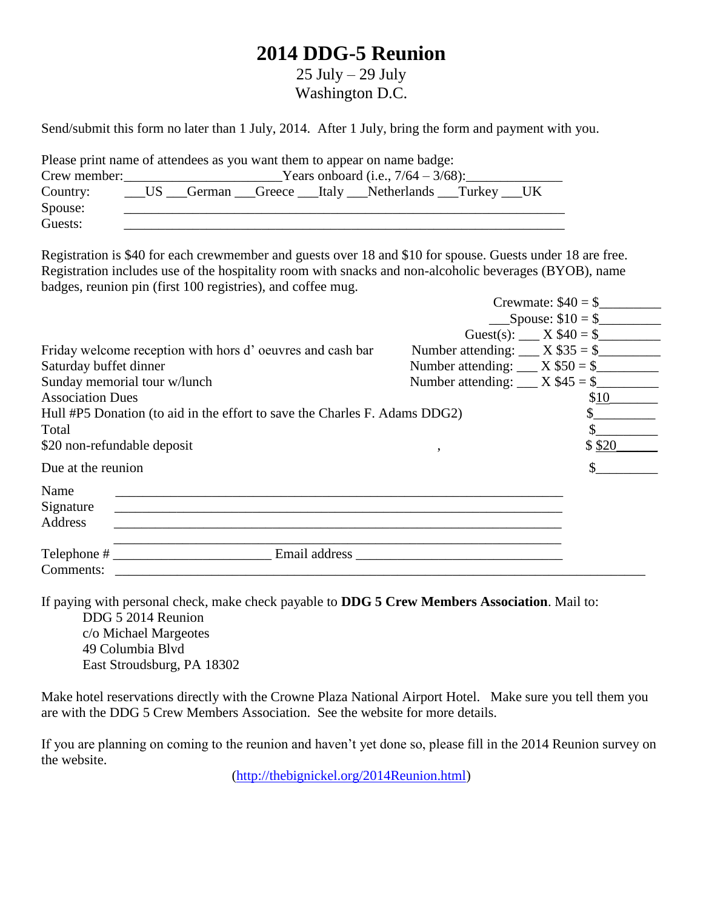# 2014 DDG-5 Reunion

25 July – 29 July
Washington D.C.

Send/submit this form no later than 1 July, 2014. After 1 July, bring the form and payment with you.

Please print name of attendees as you want them to appear on name badge:

Crew member:______________________Years onboard (i.e., 7/64 – 3/68):_____________

Country: ___US ___German ___Greece ___Italy ___Netherlands ___Turkey ___UK

Spouse: ______________________________________________________________

Guests: ______________________________________________________________

Registration is $40 for each crewmember and guests over 18 and $10 for spouse. Guests under 18 are free. Registration includes use of the hospitality room with snacks and non-alcoholic beverages (BYOB), name badges, reunion pin (first 100 registries), and coffee mug.

| | | |
|---|---|---|
| | Crewmate: $40 = | $_________ |
| | ___Spouse: $10 = | $_________ |
| | Guest(s): ___ X $40 = | $_________ |
| Friday welcome reception with hors d' oeuvres and cash bar | Number attending: ___ X $35 = | $_________ |
| Saturday buffet dinner | Number attending: ___ X $50 = | $_________ |
| Sunday memorial tour w/lunch | Number attending: ___ X $45 = | $_________ |
| Association Dues | | $10_______ |
| Hull #P5 Donation (to aid in the effort to save the Charles F. Adams DDG2) | | $_________ |
| Total | | $_________ |
| $20 non-refundable deposit | , | $ $20______ |
| Due at the reunion | | $_________ |

Name ______________________________________________________________

Signature ______________________________________________________________

Address ______________________________________________________________

______________________________________________________________

Telephone # ______________________ Email address ______________________________

Comments: ______________________________________________________________

If paying with personal check, make check payable to **DDG 5 Crew Members Association**. Mail to:

DDG 5 2014 Reunion
c/o Michael Margeotes
49 Columbia Blvd
East Stroudsburg, PA 18302

Make hotel reservations directly with the Crowne Plaza National Airport Hotel. Make sure you tell them you are with the DDG 5 Crew Members Association. See the website for more details.

If you are planning on coming to the reunion and haven't yet done so, please fill in the 2014 Reunion survey on the website.

(http://thebignickel.org/2014Reunion.html)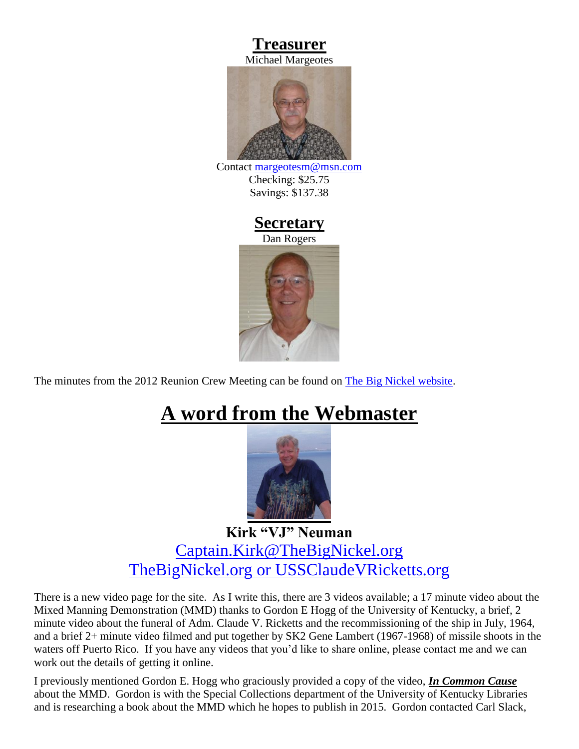## Treasurer

Michael Margeotes

Contact margeotesm@msn.com

Checking: $25.75

Savings: $137.38

## Secretary

Dan Rogers

The minutes from the 2012 Reunion Crew Meeting can be found on The Big Nickel website.

# A word from the Webmaster

**Kirk "VJ" Neuman**

Captain.Kirk@TheBigNickel.org

TheBigNickel.org or USSClaudeVRicketts.org

There is a new video page for the site. As I write this, there are 3 videos available; a 17 minute video about the Mixed Manning Demonstration (MMD) thanks to Gordon E Hogg of the University of Kentucky, a brief, 2 minute video about the funeral of Adm. Claude V. Ricketts and the recommissioning of the ship in July, 1964, and a brief 2+ minute video filmed and put together by SK2 Gene Lambert (1967-1968) of missile shoots in the waters off Puerto Rico. If you have any videos that you'd like to share online, please contact me and we can work out the details of getting it online.

I previously mentioned Gordon E. Hogg who graciously provided a copy of the video, ***In Common Cause*** about the MMD. Gordon is with the Special Collections department of the University of Kentucky Libraries and is researching a book about the MMD which he hopes to publish in 2015. Gordon contacted Carl Slack,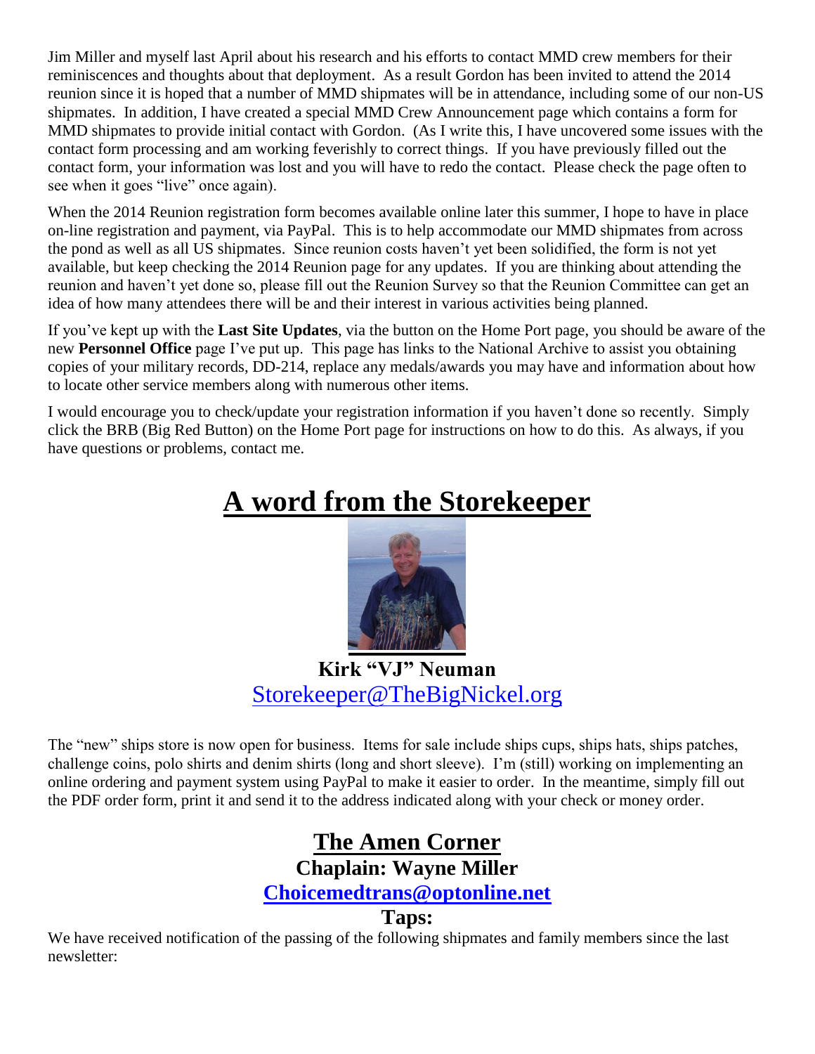Jim Miller and myself last April about his research and his efforts to contact MMD crew members for their reminiscences and thoughts about that deployment. As a result Gordon has been invited to attend the 2014 reunion since it is hoped that a number of MMD shipmates will be in attendance, including some of our non-US shipmates. In addition, I have created a special MMD Crew Announcement page which contains a form for MMD shipmates to provide initial contact with Gordon. (As I write this, I have uncovered some issues with the contact form processing and am working feverishly to correct things. If you have previously filled out the contact form, your information was lost and you will have to redo the contact. Please check the page often to see when it goes "live" once again).

When the 2014 Reunion registration form becomes available online later this summer, I hope to have in place on-line registration and payment, via PayPal. This is to help accommodate our MMD shipmates from across the pond as well as all US shipmates. Since reunion costs haven't yet been solidified, the form is not yet available, but keep checking the 2014 Reunion page for any updates. If you are thinking about attending the reunion and haven't yet done so, please fill out the Reunion Survey so that the Reunion Committee can get an idea of how many attendees there will be and their interest in various activities being planned.

If you've kept up with the **Last Site Updates**, via the button on the Home Port page, you should be aware of the new **Personnel Office** page I've put up. This page has links to the National Archive to assist you obtaining copies of your military records, DD-214, replace any medals/awards you may have and information about how to locate other service members along with numerous other items.

I would encourage you to check/update your registration information if you haven't done so recently. Simply click the BRB (Big Red Button) on the Home Port page for instructions on how to do this. As always, if you have questions or problems, contact me.

# A word from the Storekeeper

**Kirk "VJ" Neuman**

Storekeeper@TheBigNickel.org

The "new" ships store is now open for business. Items for sale include ships cups, ships hats, ships patches, challenge coins, polo shirts and denim shirts (long and short sleeve). I'm (still) working on implementing an online ordering and payment system using PayPal to make it easier to order. In the meantime, simply fill out the PDF order form, print it and send it to the address indicated along with your check or money order.

# The Amen Corner

**Chaplain: Wayne Miller**

**Choicemedtrans@optonline.net**

## Taps:

We have received notification of the passing of the following shipmates and family members since the last newsletter: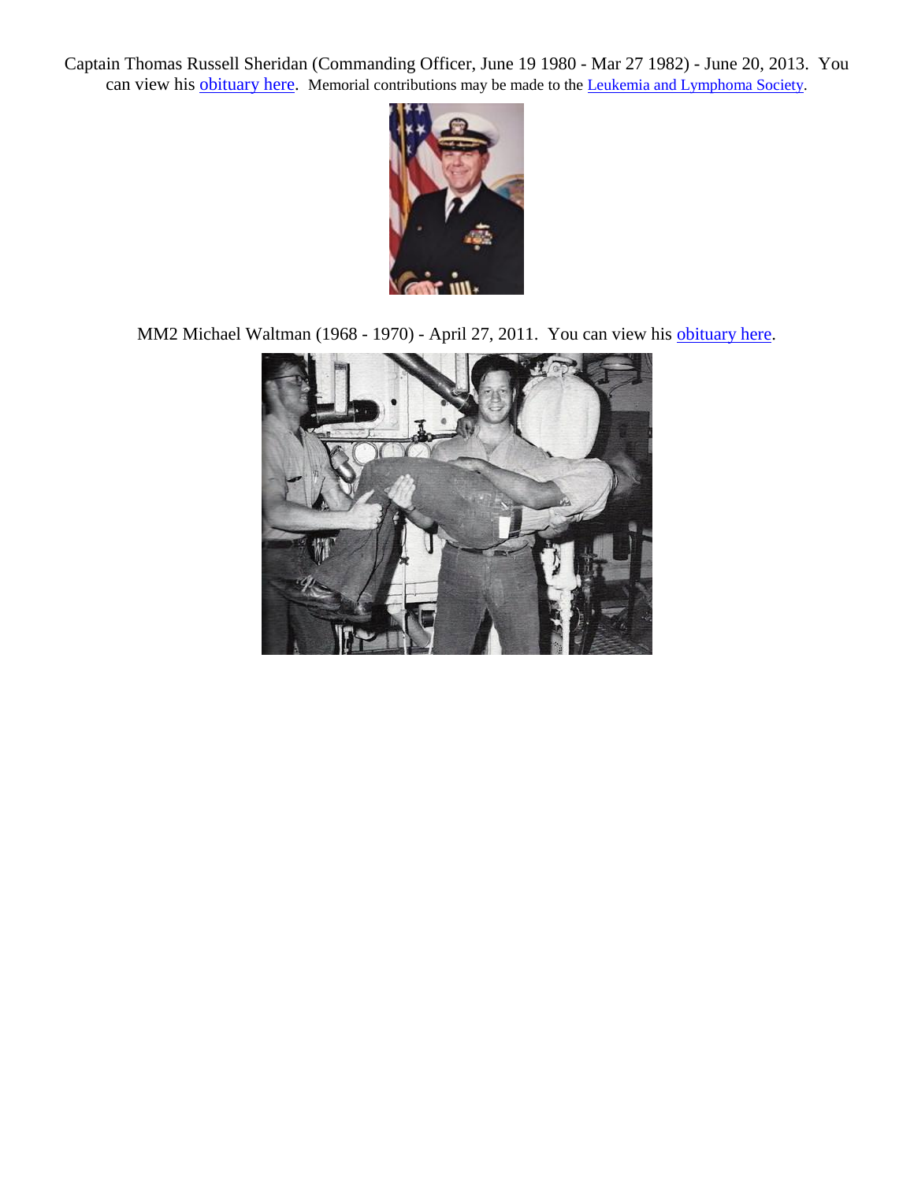Captain Thomas Russell Sheridan (Commanding Officer, June 19 1980 - Mar 27 1982) - June 20, 2013. You can view his obituary here. Memorial contributions may be made to the Leukemia and Lymphoma Society.

MM2 Michael Waltman (1968 - 1970) - April 27, 2011. You can view his obituary here.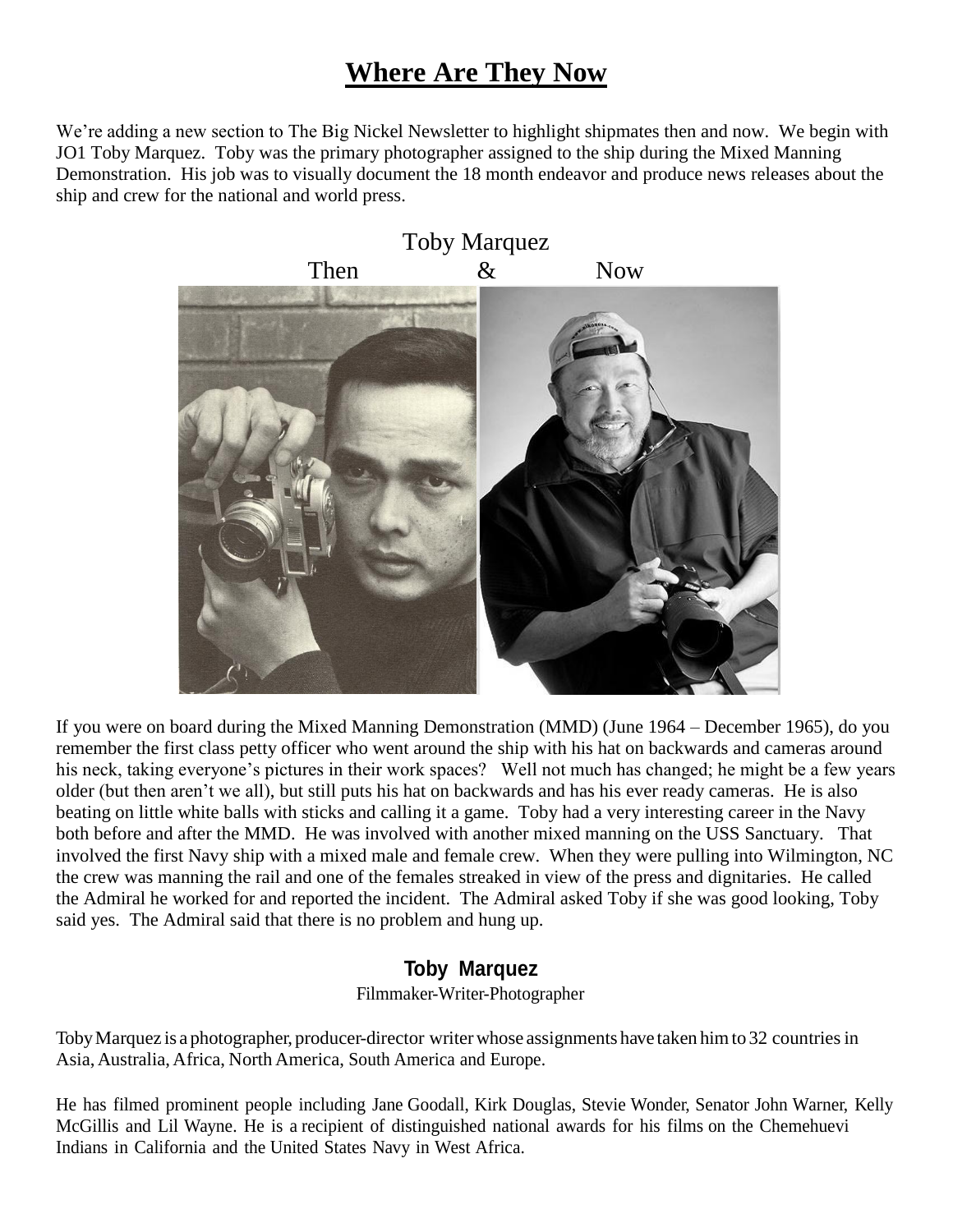# Where Are They Now

We're adding a new section to The Big Nickel Newsletter to highlight shipmates then and now. We begin with JO1 Toby Marquez. Toby was the primary photographer assigned to the ship during the Mixed Manning Demonstration. His job was to visually document the 18 month endeavor and produce news releases about the ship and crew for the national and world press.

Toby Marquez

Then & Now

If you were on board during the Mixed Manning Demonstration (MMD) (June 1964 – December 1965), do you remember the first class petty officer who went around the ship with his hat on backwards and cameras around his neck, taking everyone's pictures in their work spaces? Well not much has changed; he might be a few years older (but then aren't we all), but still puts his hat on backwards and has his ever ready cameras. He is also beating on little white balls with sticks and calling it a game. Toby had a very interesting career in the Navy both before and after the MMD. He was involved with another mixed manning on the USS Sanctuary. That involved the first Navy ship with a mixed male and female crew. When they were pulling into Wilmington, NC the crew was manning the rail and one of the females streaked in view of the press and dignitaries. He called the Admiral he worked for and reported the incident. The Admiral asked Toby if she was good looking, Toby said yes. The Admiral said that there is no problem and hung up.

**Toby Marquez**

Filmmaker-Writer-Photographer

Toby Marquez is a photographer, producer-director writer whose assignments have taken him to 32 countries in Asia, Australia, Africa, North America, South America and Europe.

He has filmed prominent people including Jane Goodall, Kirk Douglas, Stevie Wonder, Senator John Warner, Kelly McGillis and Lil Wayne. He is a recipient of distinguished national awards for his films on the Chemehuevi Indians in California and the United States Navy in West Africa.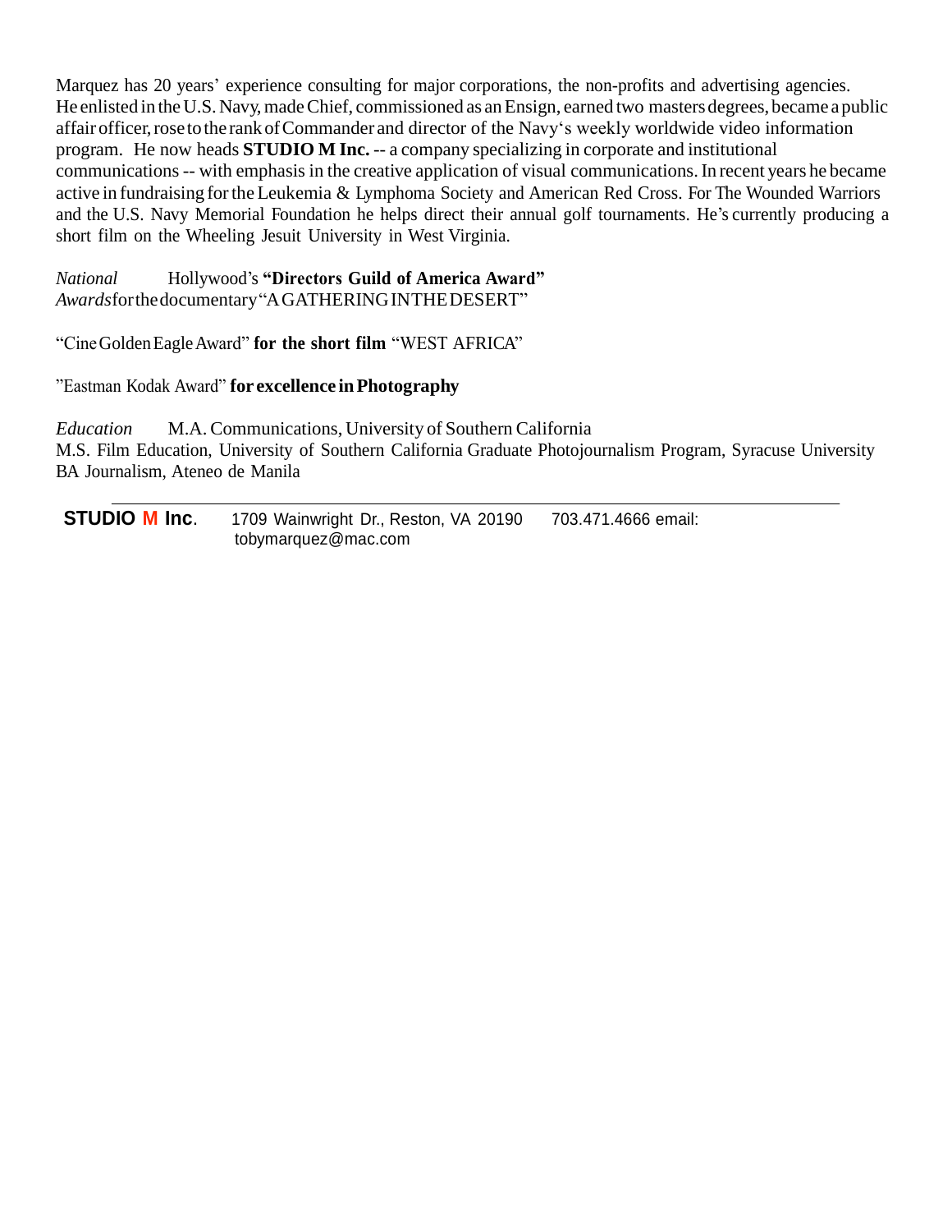Marquez has 20 years' experience consulting for major corporations, the non-profits and advertising agencies. He enlisted in the U.S. Navy, made Chief, commissioned as an Ensign, earned two masters degrees, became a public affair officer, rose to the rank of Commander and director of the Navy's weekly worldwide video information program. He now heads **STUDIO M Inc.** -- a company specializing in corporate and institutional communications -- with emphasis in the creative application of visual communications. In recent years he became active in fundraising for the Leukemia & Lymphoma Society and American Red Cross. For The Wounded Warriors and the U.S. Navy Memorial Foundation he helps direct their annual golf tournaments. He's currently producing a short film on the Wheeling Jesuit University in West Virginia.

*National Awards* Hollywood's **"Directors Guild of America Award"** for the documentary "A GATHERING IN THE DESERT"

"Cine Golden Eagle Award" **for the short film** "WEST AFRICA"

"Eastman Kodak Award" **for excellence in Photography**

*Education* M.A. Communications, University of Southern California
M.S. Film Education, University of Southern California Graduate Photojournalism Program, Syracuse University
BA Journalism, Ateneo de Manila

---

**STUDIO M Inc.** 1709 Wainwright Dr., Reston, VA 20190 703.471.4666 email: tobymarquez@mac.com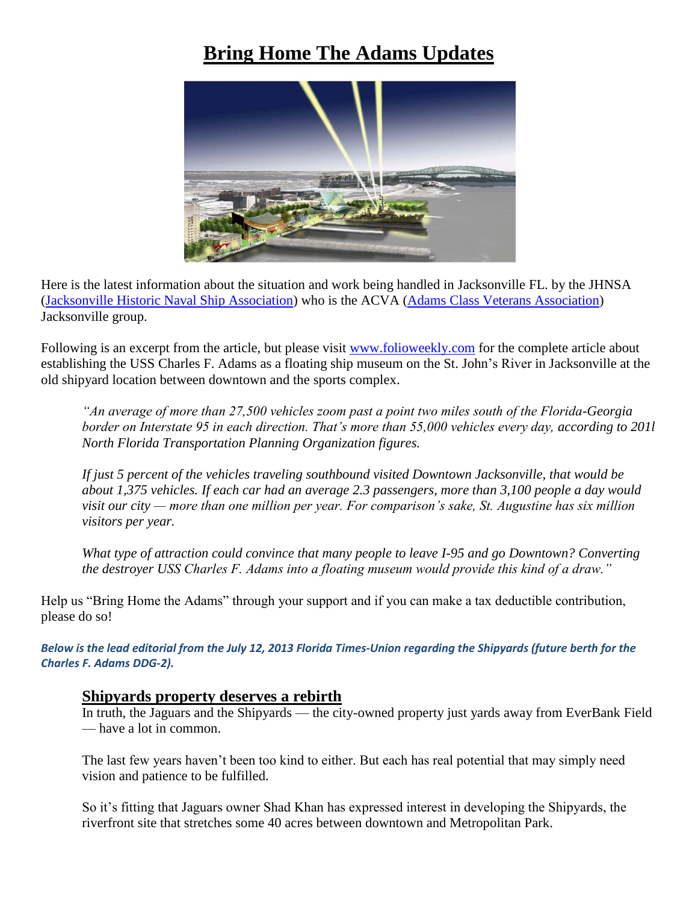# Bring Home The Adams Updates

Here is the latest information about the situation and work being handled in Jacksonville FL. by the JHNSA (Jacksonville Historic Naval Ship Association) who is the ACVA (Adams Class Veterans Association) Jacksonville group.

Following is an excerpt from the article, but please visit www.folioweekly.com for the complete article about establishing the USS Charles F. Adams as a floating ship museum on the St. John's River in Jacksonville at the old shipyard location between downtown and the sports complex.

> *"An average of more than 27,500 vehicles zoom past a point two miles south of the Florida-Georgia border on Interstate 95 in each direction. That's more than 55,000 vehicles every day, according to 201l North Florida Transportation Planning Organization figures.*
>
> *If just 5 percent of the vehicles traveling southbound visited Downtown Jacksonville, that would be about 1,375 vehicles. If each car had an average 2.3 passengers, more than 3,100 people a day would visit our city — more than one million per year. For comparison's sake, St. Augustine has six million visitors per year.*
>
> *What type of attraction could convince that many people to leave I-95 and go Downtown? Converting the destroyer USS Charles F. Adams into a floating museum would provide this kind of a draw."*

Help us "Bring Home the Adams" through your support and if you can make a tax deductible contribution, please do so!

***Below is the lead editorial from the July 12, 2013 Florida Times-Union regarding the Shipyards (future berth for the Charles F. Adams DDG-2).***

## Shipyards property deserves a rebirth

In truth, the Jaguars and the Shipyards — the city-owned property just yards away from EverBank Field — have a lot in common.

The last few years haven't been too kind to either. But each has real potential that may simply need vision and patience to be fulfilled.

So it's fitting that Jaguars owner Shad Khan has expressed interest in developing the Shipyards, the riverfront site that stretches some 40 acres between downtown and Metropolitan Park.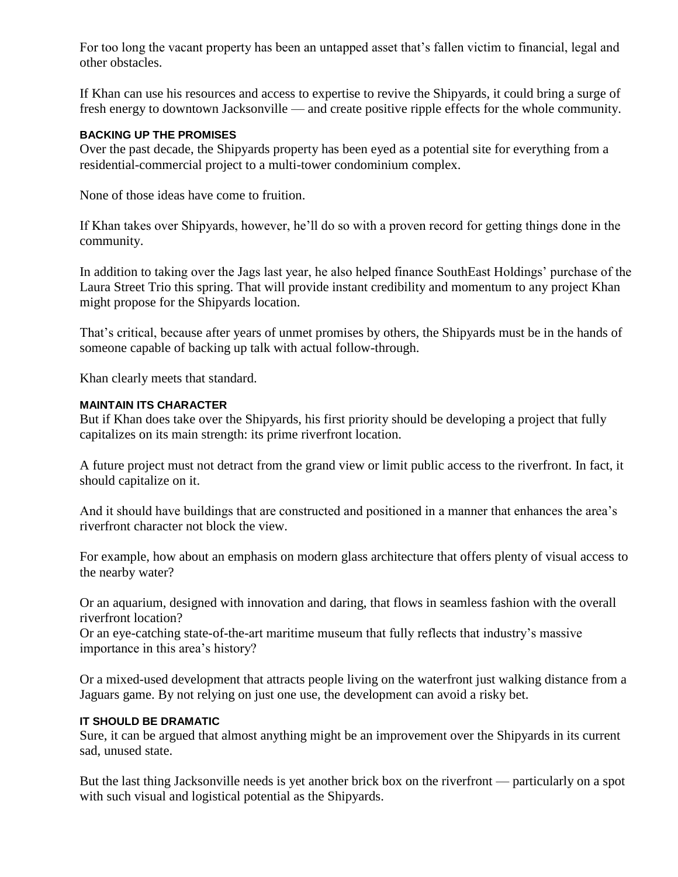For too long the vacant property has been an untapped asset that's fallen victim to financial, legal and other obstacles.

If Khan can use his resources and access to expertise to revive the Shipyards, it could bring a surge of fresh energy to downtown Jacksonville — and create positive ripple effects for the whole community.

### BACKING UP THE PROMISES

Over the past decade, the Shipyards property has been eyed as a potential site for everything from a residential-commercial project to a multi-tower condominium complex.

None of those ideas have come to fruition.

If Khan takes over Shipyards, however, he'll do so with a proven record for getting things done in the community.

In addition to taking over the Jags last year, he also helped finance SouthEast Holdings' purchase of the Laura Street Trio this spring. That will provide instant credibility and momentum to any project Khan might propose for the Shipyards location.

That's critical, because after years of unmet promises by others, the Shipyards must be in the hands of someone capable of backing up talk with actual follow-through.

Khan clearly meets that standard.

### MAINTAIN ITS CHARACTER

But if Khan does take over the Shipyards, his first priority should be developing a project that fully capitalizes on its main strength: its prime riverfront location.

A future project must not detract from the grand view or limit public access to the riverfront. In fact, it should capitalize on it.

And it should have buildings that are constructed and positioned in a manner that enhances the area's riverfront character not block the view.

For example, how about an emphasis on modern glass architecture that offers plenty of visual access to the nearby water?

Or an aquarium, designed with innovation and daring, that flows in seamless fashion with the overall riverfront location?
Or an eye-catching state-of-the-art maritime museum that fully reflects that industry's massive importance in this area's history?

Or a mixed-used development that attracts people living on the waterfront just walking distance from a Jaguars game. By not relying on just one use, the development can avoid a risky bet.

### IT SHOULD BE DRAMATIC

Sure, it can be argued that almost anything might be an improvement over the Shipyards in its current sad, unused state.

But the last thing Jacksonville needs is yet another brick box on the riverfront — particularly on a spot with such visual and logistical potential as the Shipyards.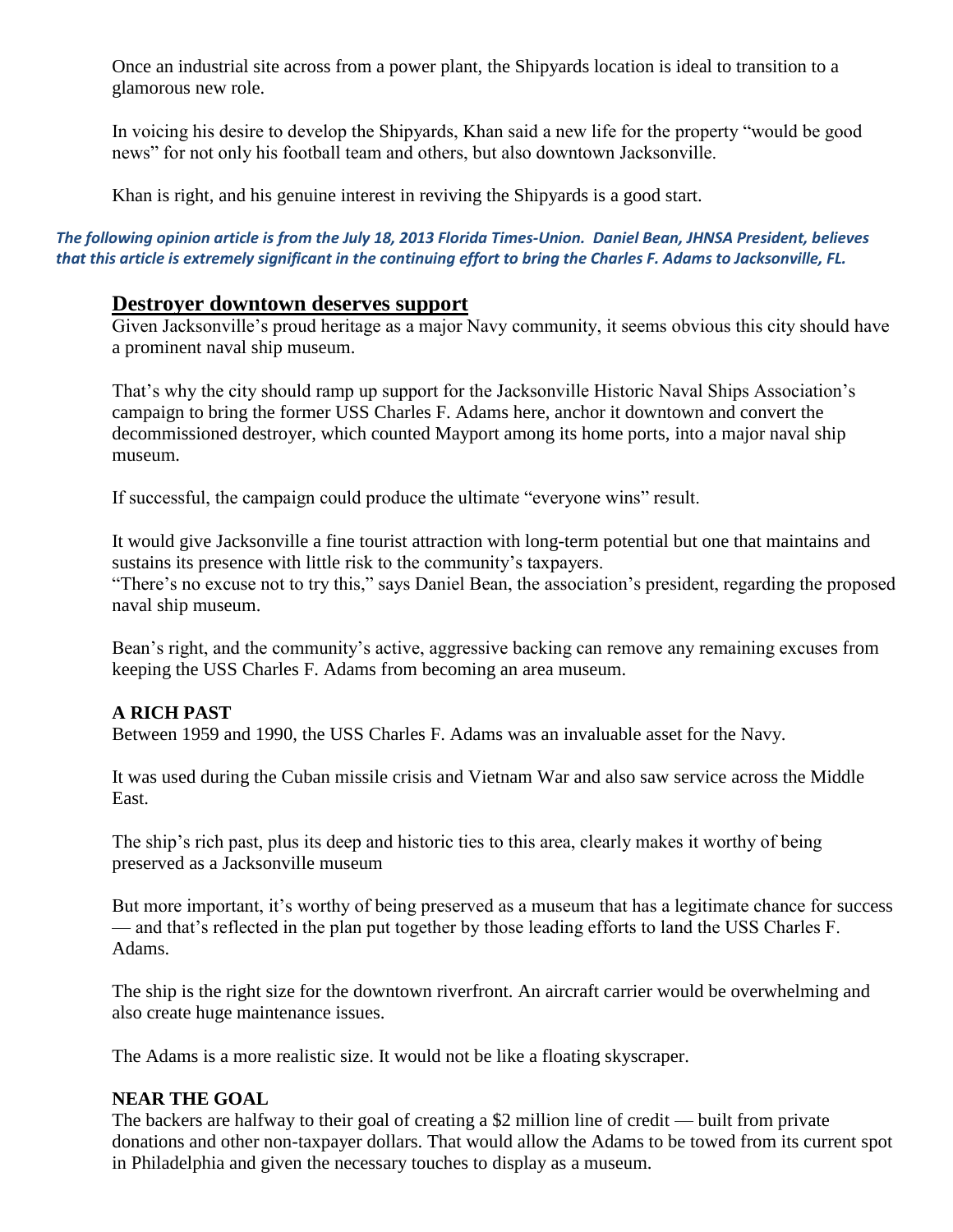Once an industrial site across from a power plant, the Shipyards location is ideal to transition to a glamorous new role.

In voicing his desire to develop the Shipyards, Khan said a new life for the property "would be good news" for not only his football team and others, but also downtown Jacksonville.

Khan is right, and his genuine interest in reviving the Shipyards is a good start.

***The following opinion article is from the July 18, 2013 Florida Times-Union. Daniel Bean, JHNSA President, believes that this article is extremely significant in the continuing effort to bring the Charles F. Adams to Jacksonville, FL.***

## Destroyer downtown deserves support

Given Jacksonville's proud heritage as a major Navy community, it seems obvious this city should have a prominent naval ship museum.

That's why the city should ramp up support for the Jacksonville Historic Naval Ships Association's campaign to bring the former USS Charles F. Adams here, anchor it downtown and convert the decommissioned destroyer, which counted Mayport among its home ports, into a major naval ship museum.

If successful, the campaign could produce the ultimate "everyone wins" result.

It would give Jacksonville a fine tourist attraction with long-term potential but one that maintains and sustains its presence with little risk to the community's taxpayers.
"There's no excuse not to try this," says Daniel Bean, the association's president, regarding the proposed naval ship museum.

Bean's right, and the community's active, aggressive backing can remove any remaining excuses from keeping the USS Charles F. Adams from becoming an area museum.

**A RICH PAST**

Between 1959 and 1990, the USS Charles F. Adams was an invaluable asset for the Navy.

It was used during the Cuban missile crisis and Vietnam War and also saw service across the Middle East.

The ship's rich past, plus its deep and historic ties to this area, clearly makes it worthy of being preserved as a Jacksonville museum

But more important, it's worthy of being preserved as a museum that has a legitimate chance for success — and that's reflected in the plan put together by those leading efforts to land the USS Charles F. Adams.

The ship is the right size for the downtown riverfront. An aircraft carrier would be overwhelming and also create huge maintenance issues.

The Adams is a more realistic size. It would not be like a floating skyscraper.

**NEAR THE GOAL**

The backers are halfway to their goal of creating a $2 million line of credit — built from private donations and other non-taxpayer dollars. That would allow the Adams to be towed from its current spot in Philadelphia and given the necessary touches to display as a museum.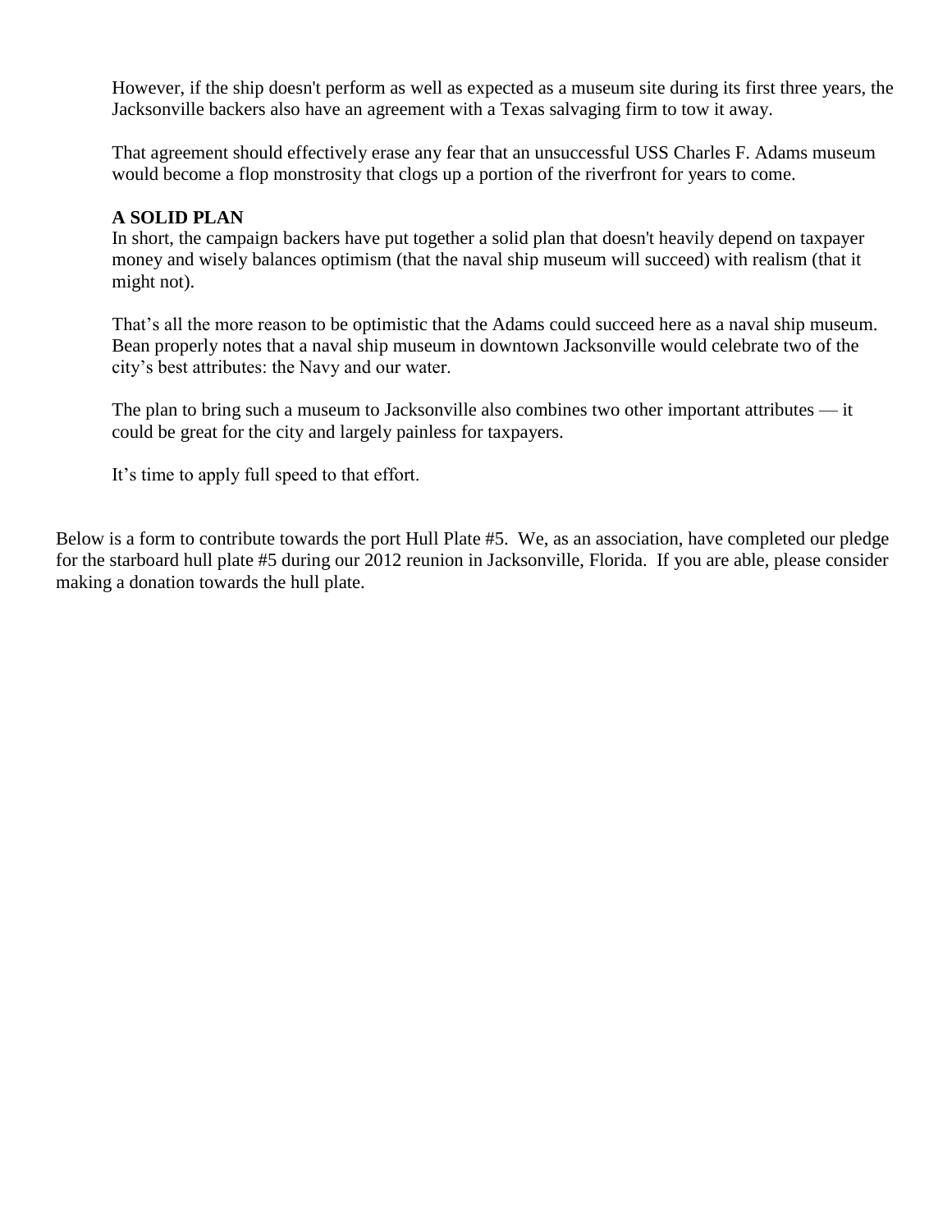However, if the ship doesn't perform as well as expected as a museum site during its first three years, the Jacksonville backers also have an agreement with a Texas salvaging firm to tow it away.

That agreement should effectively erase any fear that an unsuccessful USS Charles F. Adams museum would become a flop monstrosity that clogs up a portion of the riverfront for years to come.

**A SOLID PLAN**

In short, the campaign backers have put together a solid plan that doesn't heavily depend on taxpayer money and wisely balances optimism (that the naval ship museum will succeed) with realism (that it might not).

That's all the more reason to be optimistic that the Adams could succeed here as a naval ship museum. Bean properly notes that a naval ship museum in downtown Jacksonville would celebrate two of the city's best attributes: the Navy and our water.

The plan to bring such a museum to Jacksonville also combines two other important attributes — it could be great for the city and largely painless for taxpayers.

It's time to apply full speed to that effort.

Below is a form to contribute towards the port Hull Plate #5. We, as an association, have completed our pledge for the starboard hull plate #5 during our 2012 reunion in Jacksonville, Florida. If you are able, please consider making a donation towards the hull plate.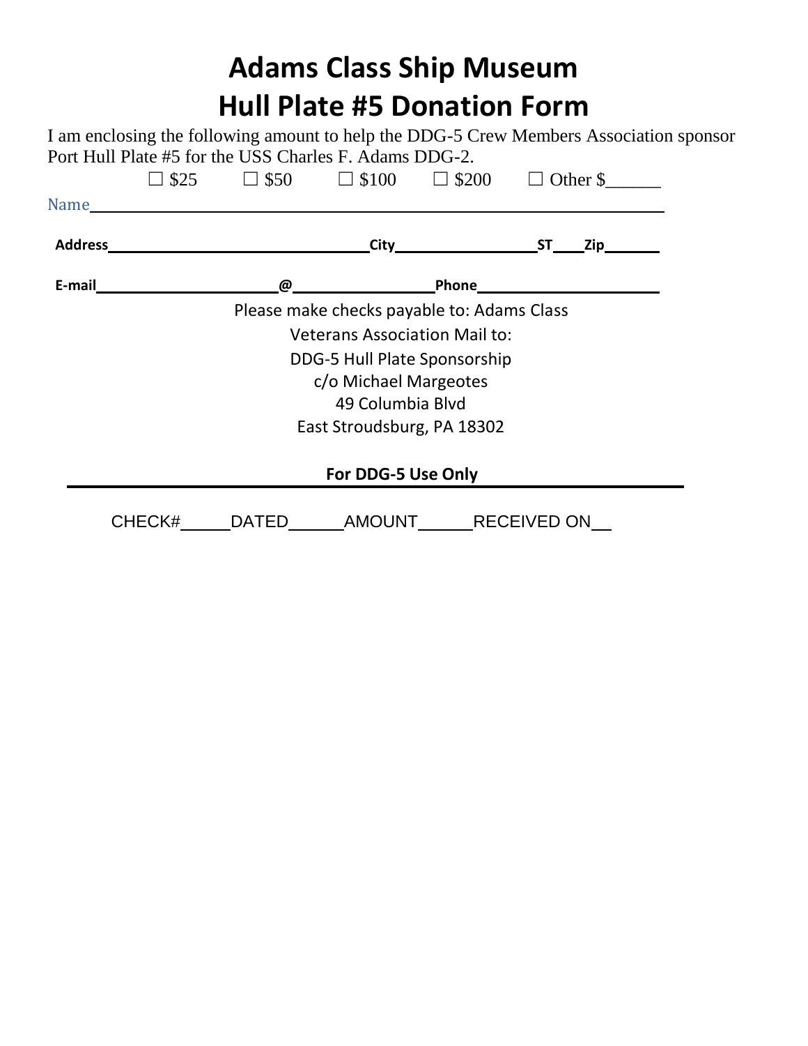# Adams Class Ship Museum
# Hull Plate #5 Donation Form

I am enclosing the following amount to help the DDG-5 Crew Members Association sponsor Port Hull Plate #5 for the USS Charles F. Adams DDG-2.

☐ $25 ☐ $50 ☐ $100 ☐ $200 ☐ Other $______

Name____________________________________________________________

**Address**________________________________**City**__________________**ST**____**Zip**_______

**E-mail**______________________**@**__________________**Phone**______________________

Please make checks payable to: Adams Class Veterans Association Mail to:

DDG-5 Hull Plate Sponsorship

c/o Michael Margeotes

49 Columbia Blvd

East Stroudsburg, PA 18302

**For DDG-5 Use Only**

---

CHECK#_____DATED______AMOUNT______RECEIVED ON__